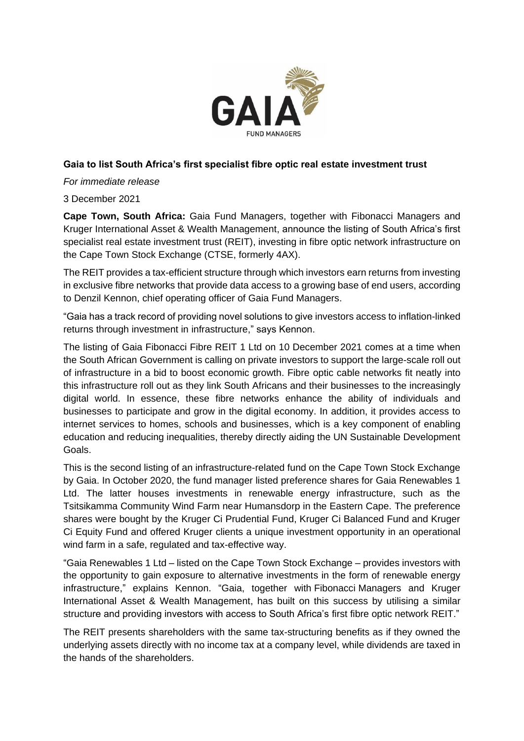**Gaia to list South Africa's first specialist fibre optic real estate investment trust**

*For immediate release*

3 December 2021

**Cape Town, South Africa:** Gaia Fund Managers, together with Fibonacci Managers and Kruger International Asset & Wealth Management, announce the listing of South Africa's first specialist real estate investment trust (REIT), investing in fibre optic network infrastructure on the Cape Town Stock Exchange (CTSE, formerly 4AX).

The REIT provides a tax-efficient structure through which investors earn returns from investing in exclusive fibre networks that provide data access to a growing base of end users, according to Denzil Kennon, chief operating officer of Gaia Fund Managers.

"Gaia has a track record of providing novel solutions to give investors access to inflation-linked returns through investment in infrastructure," says Kennon.

The listing of Gaia Fibonacci Fibre REIT 1 Ltd on 10 December 2021 comes at a time when the South African Government is calling on private investors to support the large-scale roll out of infrastructure in a bid to boost economic growth. Fibre optic cable networks fit neatly into this infrastructure roll out as they link South Africans and their businesses to the increasingly digital world. In essence, these fibre networks enhance the ability of individuals and businesses to participate and grow in the digital economy. In addition, it provides access to internet services to homes, schools and businesses, which is a key component of enabling education and reducing inequalities, thereby directly aiding the UN Sustainable Development Goals.

This is the second listing of an infrastructure-related fund on the Cape Town Stock Exchange by Gaia. In October 2020, the fund manager listed preference shares for Gaia Renewables 1 Ltd. The latter houses investments in renewable energy infrastructure, such as the Tsitsikamma Community Wind Farm near Humansdorp in the Eastern Cape. The preference shares were bought by the Kruger Ci Prudential Fund, Kruger Ci Balanced Fund and Kruger Ci Equity Fund and offered Kruger clients a unique investment opportunity in an operational wind farm in a safe, regulated and tax-effective way.

"Gaia Renewables 1 Ltd – listed on the Cape Town Stock Exchange – provides investors with the opportunity to gain exposure to alternative investments in the form of renewable energy infrastructure," explains Kennon. "Gaia, together with Fibonacci Managers and Kruger International Asset & Wealth Management, has built on this success by utilising a similar structure and providing investors with access to South Africa's first fibre optic network REIT."

The REIT presents shareholders with the same tax-structuring benefits as if they owned the underlying assets directly with no income tax at a company level, while dividends are taxed in the hands of the shareholders.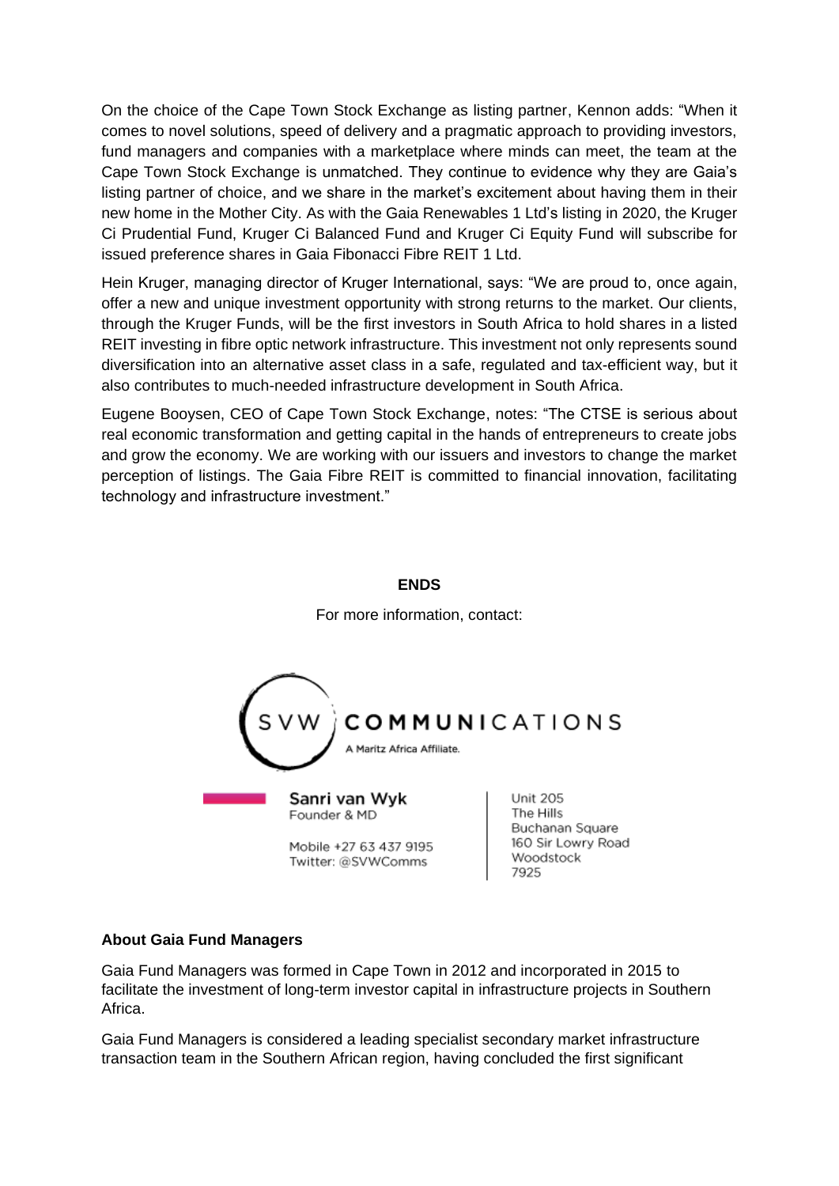On the choice of the Cape Town Stock Exchange as listing partner, Kennon adds: "When it comes to novel solutions, speed of delivery and a pragmatic approach to providing investors, fund managers and companies with a marketplace where minds can meet, the team at the Cape Town Stock Exchange is unmatched. They continue to evidence why they are Gaia's listing partner of choice, and we share in the market's excitement about having them in their new home in the Mother City. As with the Gaia Renewables 1 Ltd's listing in 2020, the Kruger Ci Prudential Fund, Kruger Ci Balanced Fund and Kruger Ci Equity Fund will subscribe for issued preference shares in Gaia Fibonacci Fibre REIT 1 Ltd.

Hein Kruger, managing director of Kruger International, says: "We are proud to, once again, offer a new and unique investment opportunity with strong returns to the market. Our clients, through the Kruger Funds, will be the first investors in South Africa to hold shares in a listed REIT investing in fibre optic network infrastructure. This investment not only represents sound diversification into an alternative asset class in a safe, regulated and tax-efficient way, but it also contributes to much-needed infrastructure development in South Africa.

Eugene Booysen, CEO of Cape Town Stock Exchange, notes: "The CTSE is serious about real economic transformation and getting capital in the hands of entrepreneurs to create jobs and grow the economy. We are working with our issuers and investors to change the market perception of listings. The Gaia Fibre REIT is committed to financial innovation, facilitating technology and infrastructure investment."

**ENDS**

For more information, contact:

SVW COMMUNICATIONS
A Maritz Africa Affiliate.

**Sanri van Wyk**
Founder & MD

Mobile +27 63 437 9195
Twitter: @SVWComms

Unit 205
The Hills
Buchanan Square
160 Sir Lowry Road
Woodstock
7925

**About Gaia Fund Managers**

Gaia Fund Managers was formed in Cape Town in 2012 and incorporated in 2015 to facilitate the investment of long-term investor capital in infrastructure projects in Southern Africa.

Gaia Fund Managers is considered a leading specialist secondary market infrastructure transaction team in the Southern African region, having concluded the first significant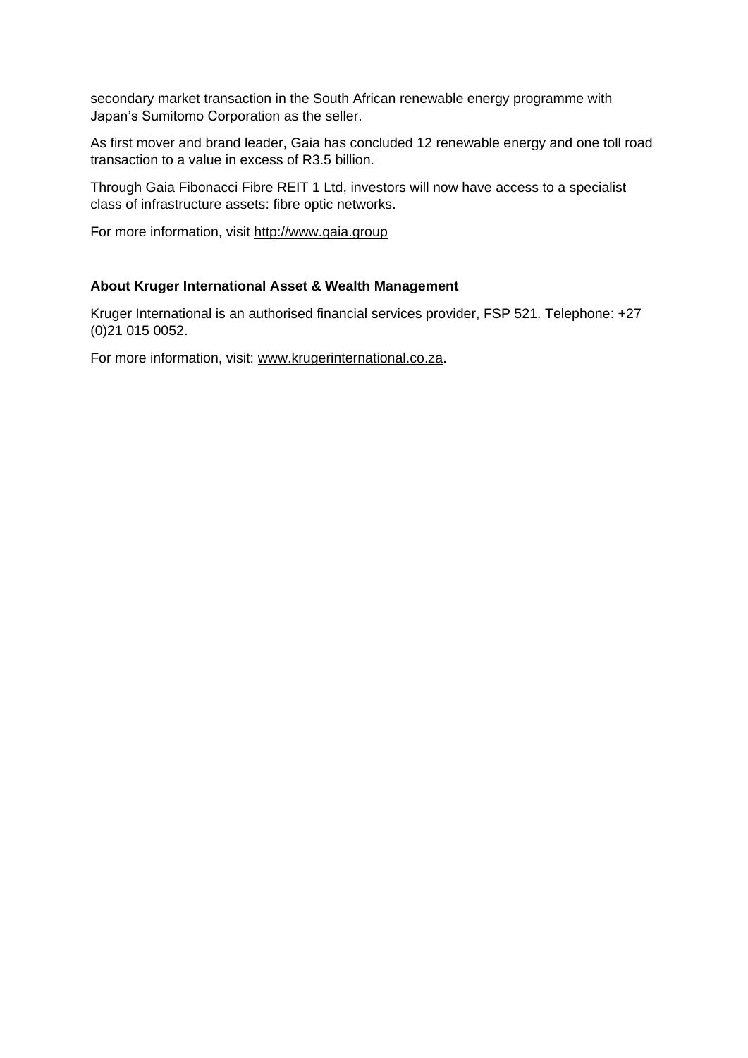secondary market transaction in the South African renewable energy programme with Japan's Sumitomo Corporation as the seller.

As first mover and brand leader, Gaia has concluded 12 renewable energy and one toll road transaction to a value in excess of R3.5 billion.

Through Gaia Fibonacci Fibre REIT 1 Ltd, investors will now have access to a specialist class of infrastructure assets: fibre optic networks.

For more information, visit http://www.gaia.group

**About Kruger International Asset & Wealth Management**

Kruger International is an authorised financial services provider, FSP 521. Telephone: +27 (0)21 015 0052.

For more information, visit: www.krugerinternational.co.za.